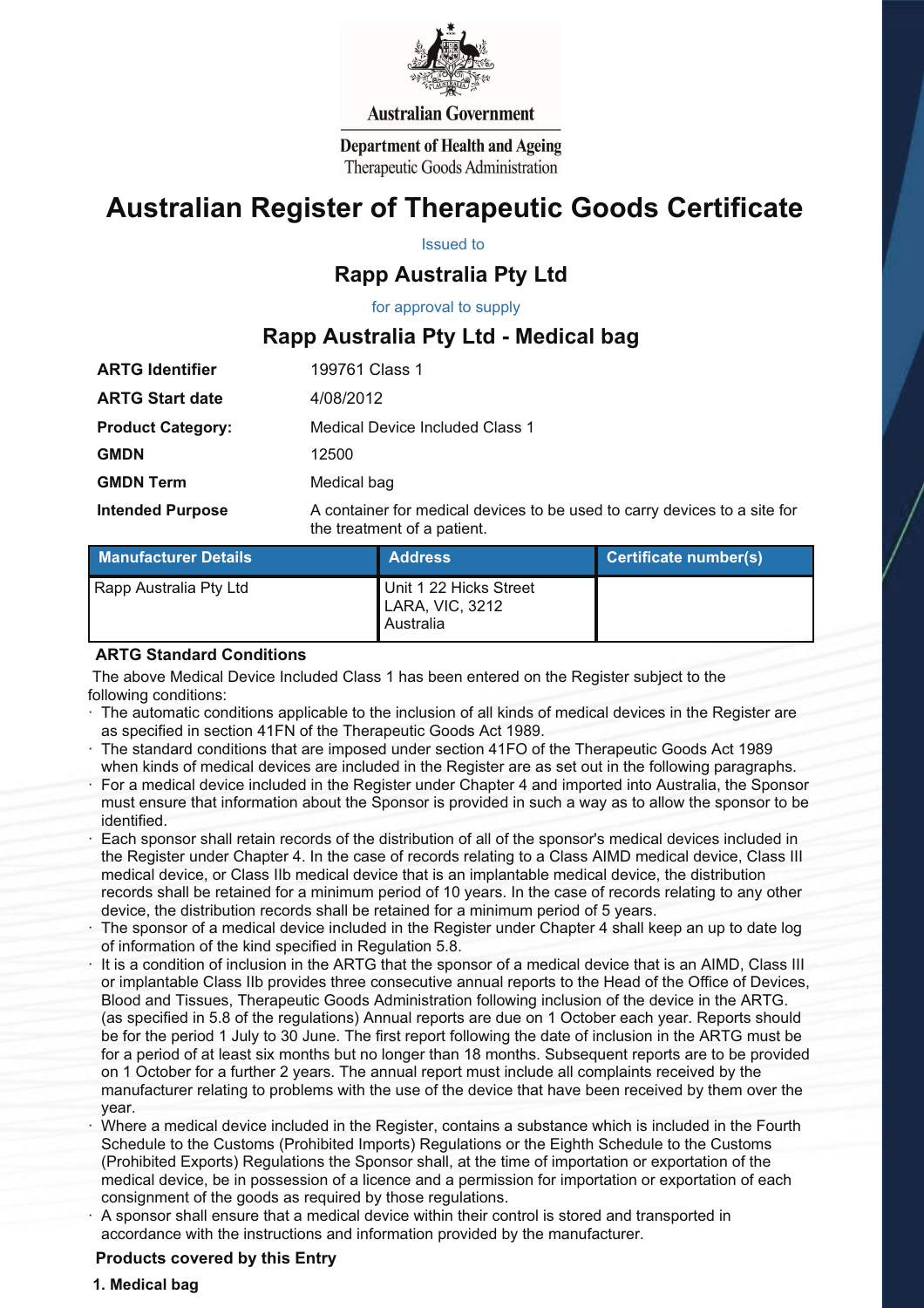Australian Government

Department of Health and Ageing
Therapeutic Goods Administration

# Australian Register of Therapeutic Goods Certificate

Issued to

## Rapp Australia Pty Ltd

for approval to supply

## Rapp Australia Pty Ltd - Medical bag

| | |
|---|---|
| **ARTG Identifier** | 199761 Class 1 |
| **ARTG Start date** | 4/08/2012 |
| **Product Category:** | Medical Device Included Class 1 |
| **GMDN** | 12500 |
| **GMDN Term** | Medical bag |
| **Intended Purpose** | A container for medical devices to be used to carry devices to a site for the treatment of a patient. |

| Manufacturer Details | Address | Certificate number(s) |
|---|---|---|
| Rapp Australia Pty Ltd | Unit 1 22 Hicks Street LARA, VIC, 3212 Australia | |

### ARTG Standard Conditions

The above Medical Device Included Class 1 has been entered on the Register subject to the following conditions:

- The automatic conditions applicable to the inclusion of all kinds of medical devices in the Register are as specified in section 41FN of the Therapeutic Goods Act 1989.
- The standard conditions that are imposed under section 41FO of the Therapeutic Goods Act 1989 when kinds of medical devices are included in the Register are as set out in the following paragraphs.
- For a medical device included in the Register under Chapter 4 and imported into Australia, the Sponsor must ensure that information about the Sponsor is provided in such a way as to allow the sponsor to be identified.
- Each sponsor shall retain records of the distribution of all of the sponsor's medical devices included in the Register under Chapter 4. In the case of records relating to a Class AIMD medical device, Class III medical device, or Class IIb medical device that is an implantable medical device, the distribution records shall be retained for a minimum period of 10 years. In the case of records relating to any other device, the distribution records shall be retained for a minimum period of 5 years.
- The sponsor of a medical device included in the Register under Chapter 4 shall keep an up to date log of information of the kind specified in Regulation 5.8.
- It is a condition of inclusion in the ARTG that the sponsor of a medical device that is an AIMD, Class III or implantable Class IIb provides three consecutive annual reports to the Head of the Office of Devices, Blood and Tissues, Therapeutic Goods Administration following inclusion of the device in the ARTG. (as specified in 5.8 of the regulations) Annual reports are due on 1 October each year. Reports should be for the period 1 July to 30 June. The first report following the date of inclusion in the ARTG must be for a period of at least six months but no longer than 18 months. Subsequent reports are to be provided on 1 October for a further 2 years. The annual report must include all complaints received by the manufacturer relating to problems with the use of the device that have been received by them over the year.
- Where a medical device included in the Register, contains a substance which is included in the Fourth Schedule to the Customs (Prohibited Imports) Regulations or the Eighth Schedule to the Customs (Prohibited Exports) Regulations the Sponsor shall, at the time of importation or exportation of the medical device, be in possession of a licence and a permission for importation or exportation of each consignment of the goods as required by those regulations.
- A sponsor shall ensure that a medical device within their control is stored and transported in accordance with the instructions and information provided by the manufacturer.

### Products covered by this Entry

**1. Medical bag**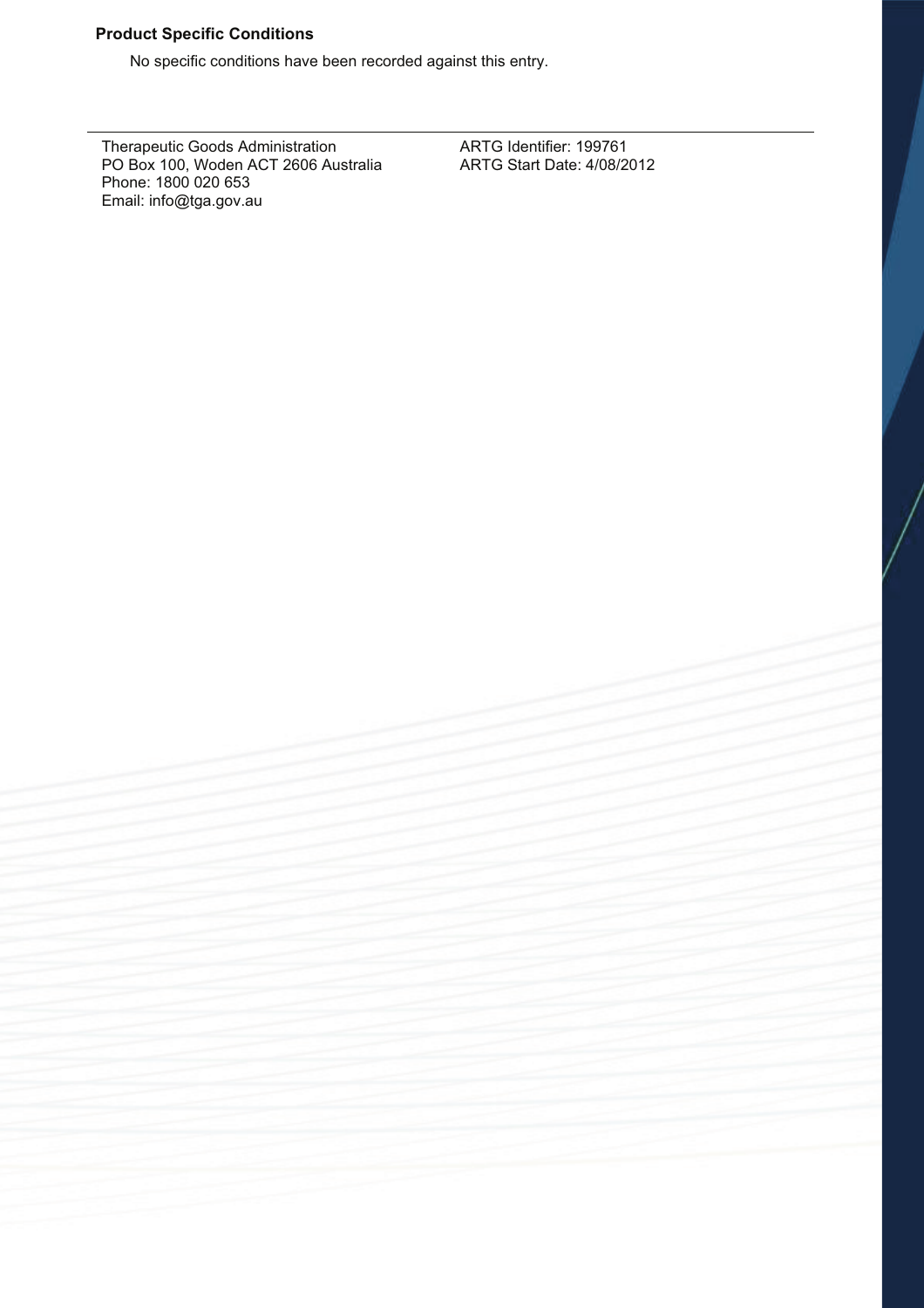**Product Specific Conditions**

No specific conditions have been recorded against this entry.

---

Therapeutic Goods Administration
PO Box 100, Woden ACT 2606 Australia
Phone: 1800 020 653
Email: info@tga.gov.au

ARTG Identifier: 199761
ARTG Start Date: 4/08/2012